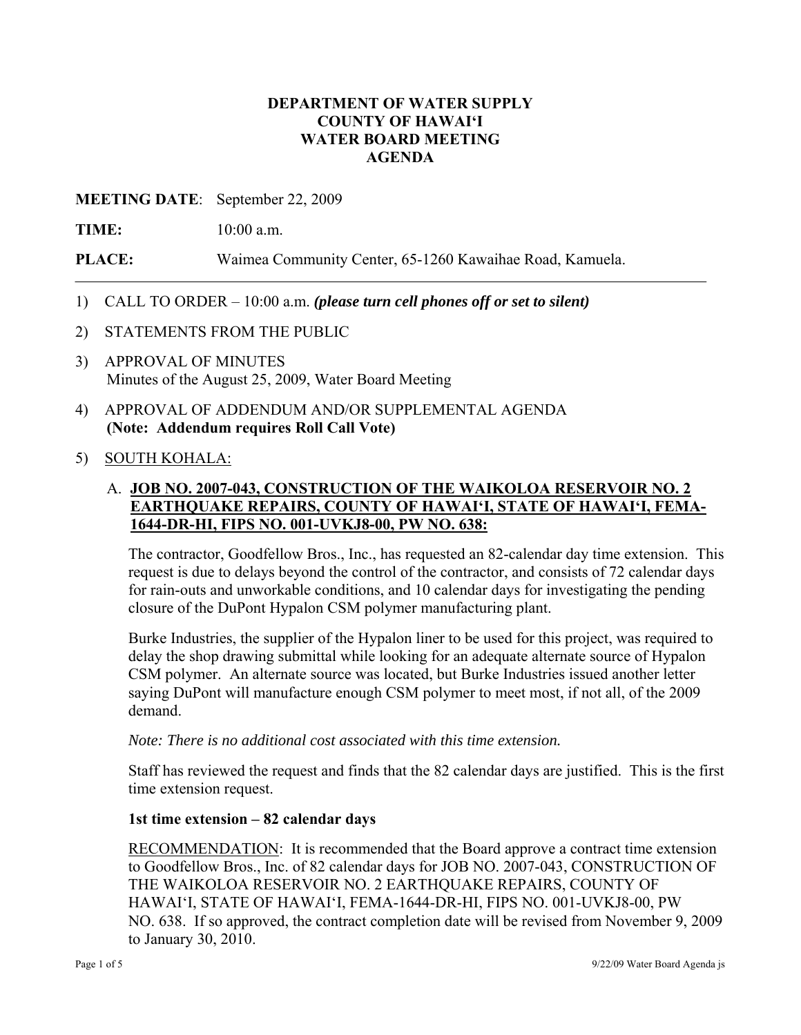**DEPARTMENT OF WATER SUPPLY**
**COUNTY OF HAWAI'I**
**WATER BOARD MEETING**
**AGENDA**

**MEETING DATE**: September 22, 2009

**TIME:** 10:00 a.m.

**PLACE:** Waimea Community Center, 65-1260 Kawaihae Road, Kamuela.

---

1) CALL TO ORDER – 10:00 a.m. ***(please turn cell phones off or set to silent)***

2) STATEMENTS FROM THE PUBLIC

3) APPROVAL OF MINUTES
   Minutes of the August 25, 2009, Water Board Meeting

4) APPROVAL OF ADDENDUM AND/OR SUPPLEMENTAL AGENDA
   **(Note: Addendum requires Roll Call Vote)**

5) <u>SOUTH KOHALA:</u>

   A. **<u>JOB NO. 2007-043, CONSTRUCTION OF THE WAIKOLOA RESERVOIR NO. 2 EARTHQUAKE REPAIRS, COUNTY OF HAWAI'I, STATE OF HAWAI'I, FEMA-1644-DR-HI, FIPS NO. 001-UVKJ8-00, PW NO. 638:</u>**

   The contractor, Goodfellow Bros., Inc., has requested an 82-calendar day time extension. This request is due to delays beyond the control of the contractor, and consists of 72 calendar days for rain-outs and unworkable conditions, and 10 calendar days for investigating the pending closure of the DuPont Hypalon CSM polymer manufacturing plant.

   Burke Industries, the supplier of the Hypalon liner to be used for this project, was required to delay the shop drawing submittal while looking for an adequate alternate source of Hypalon CSM polymer. An alternate source was located, but Burke Industries issued another letter saying DuPont will manufacture enough CSM polymer to meet most, if not all, of the 2009 demand.

   *Note: There is no additional cost associated with this time extension.*

   Staff has reviewed the request and finds that the 82 calendar days are justified. This is the first time extension request.

   **1st time extension – 82 calendar days**

   <u>RECOMMENDATION</u>: It is recommended that the Board approve a contract time extension to Goodfellow Bros., Inc. of 82 calendar days for JOB NO. 2007-043, CONSTRUCTION OF THE WAIKOLOA RESERVOIR NO. 2 EARTHQUAKE REPAIRS, COUNTY OF HAWAI'I, STATE OF HAWAI'I, FEMA-1644-DR-HI, FIPS NO. 001-UVKJ8-00, PW NO. 638. If so approved, the contract completion date will be revised from November 9, 2009 to January 30, 2010.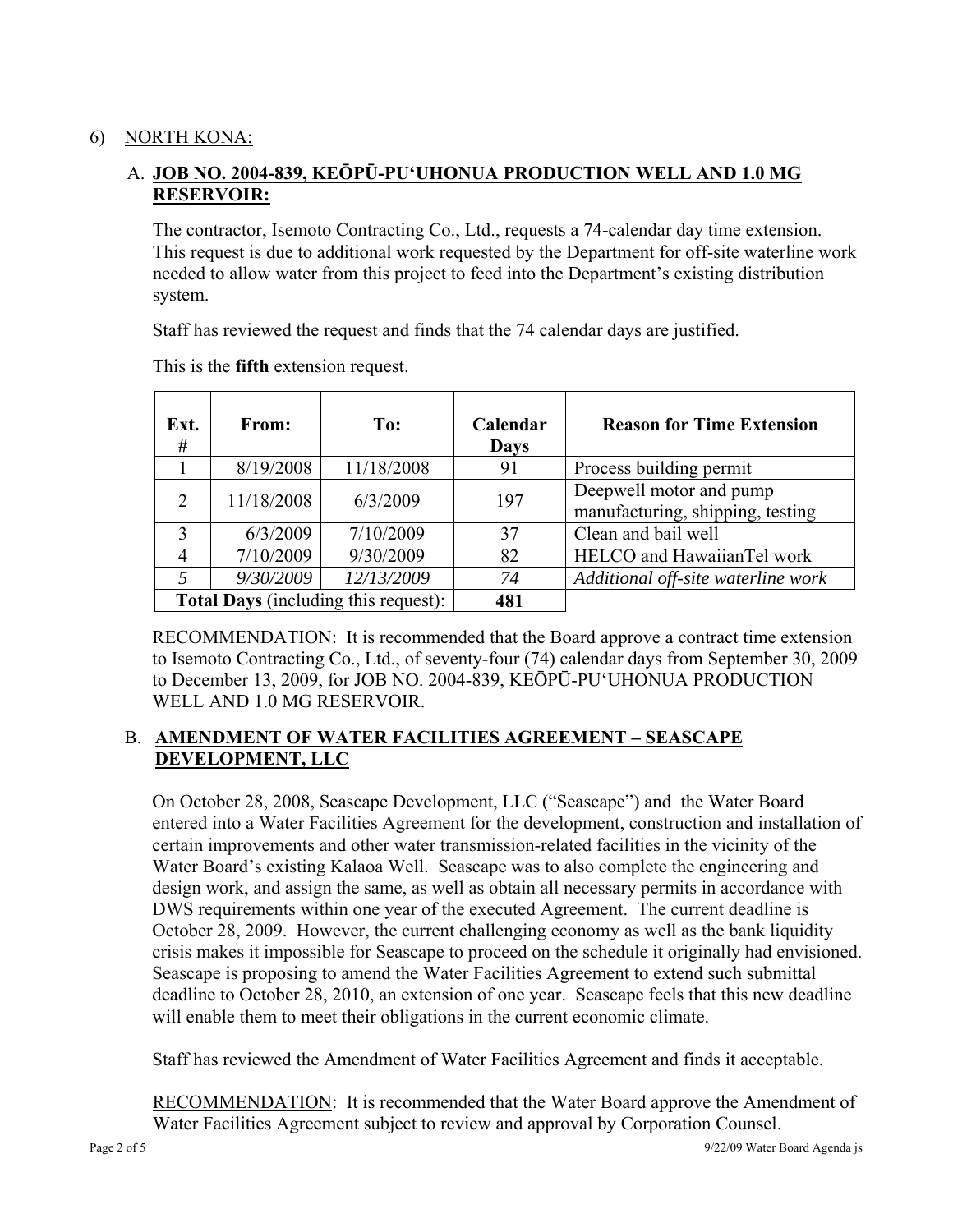6) NORTH KONA:

A. **JOB NO. 2004-839, KEŌPŪ-PU'UHONUA PRODUCTION WELL AND 1.0 MG RESERVOIR:**

The contractor, Isemoto Contracting Co., Ltd., requests a 74-calendar day time extension. This request is due to additional work requested by the Department for off-site waterline work needed to allow water from this project to feed into the Department's existing distribution system.

Staff has reviewed the request and finds that the 74 calendar days are justified.

This is the **fifth** extension request.

| Ext. # | From: | To: | Calendar Days | Reason for Time Extension |
|---|---|---|---|---|
| 1 | 8/19/2008 | 11/18/2008 | 91 | Process building permit |
| 2 | 11/18/2008 | 6/3/2009 | 197 | Deepwell motor and pump manufacturing, shipping, testing |
| 3 | 6/3/2009 | 7/10/2009 | 37 | Clean and bail well |
| 4 | 7/10/2009 | 9/30/2009 | 82 | HELCO and HawaiianTel work |
| *5* | *9/30/2009* | *12/13/2009* | *74* | *Additional off-site waterline work* |
| **Total Days** (including this request): | | | **481** | |

RECOMMENDATION: It is recommended that the Board approve a contract time extension to Isemoto Contracting Co., Ltd., of seventy-four (74) calendar days from September 30, 2009 to December 13, 2009, for JOB NO. 2004-839, KEŌPŪ-PU'UHONUA PRODUCTION WELL AND 1.0 MG RESERVOIR.

B. **AMENDMENT OF WATER FACILITIES AGREEMENT – SEASCAPE DEVELOPMENT, LLC**

On October 28, 2008, Seascape Development, LLC ("Seascape") and the Water Board entered into a Water Facilities Agreement for the development, construction and installation of certain improvements and other water transmission-related facilities in the vicinity of the Water Board's existing Kalaoa Well. Seascape was to also complete the engineering and design work, and assign the same, as well as obtain all necessary permits in accordance with DWS requirements within one year of the executed Agreement. The current deadline is October 28, 2009. However, the current challenging economy as well as the bank liquidity crisis makes it impossible for Seascape to proceed on the schedule it originally had envisioned. Seascape is proposing to amend the Water Facilities Agreement to extend such submittal deadline to October 28, 2010, an extension of one year. Seascape feels that this new deadline will enable them to meet their obligations in the current economic climate.

Staff has reviewed the Amendment of Water Facilities Agreement and finds it acceptable.

RECOMMENDATION: It is recommended that the Water Board approve the Amendment of Water Facilities Agreement subject to review and approval by Corporation Counsel.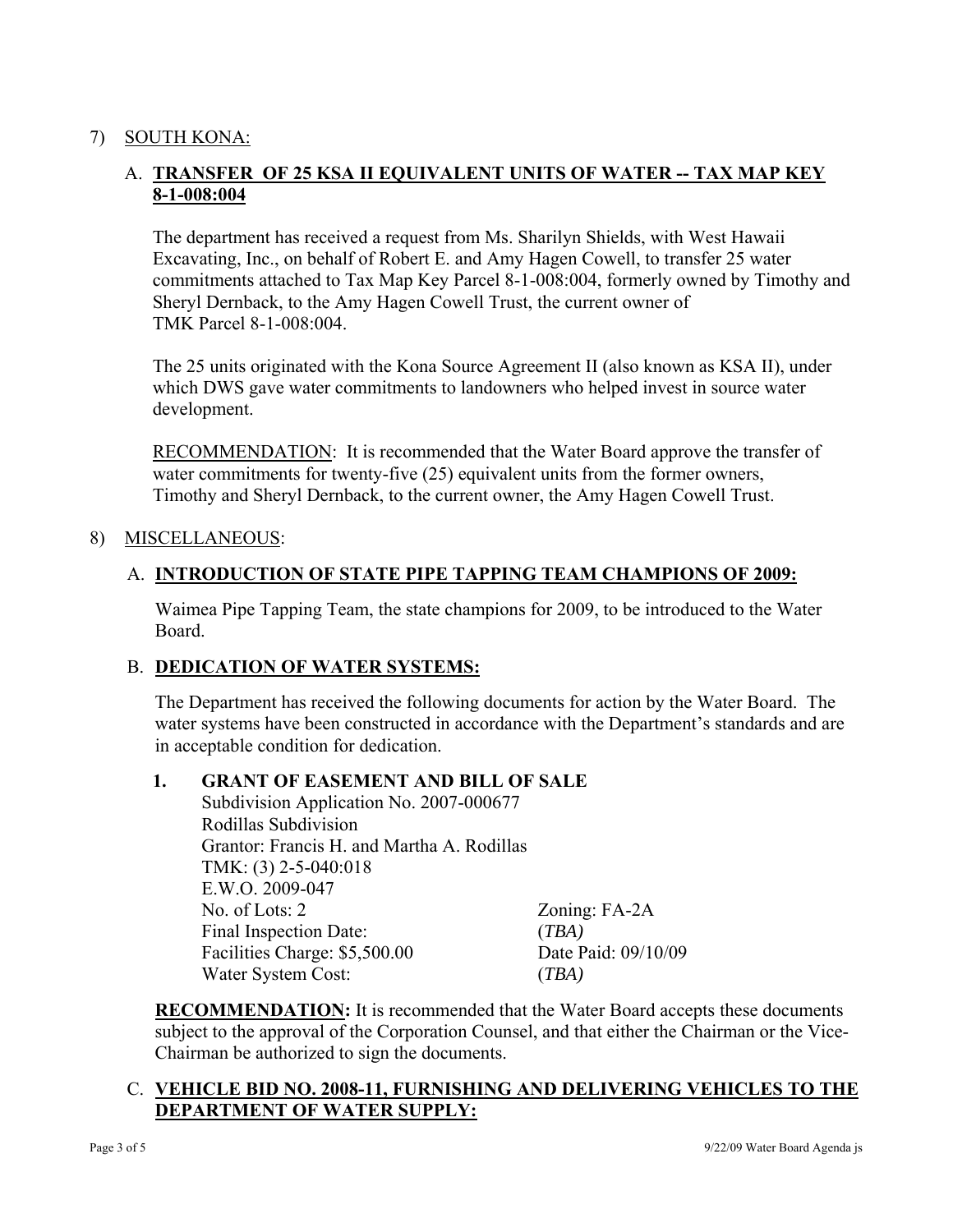7) SOUTH KONA:

A. **TRANSFER OF 25 KSA II EQUIVALENT UNITS OF WATER -- TAX MAP KEY 8-1-008:004**

The department has received a request from Ms. Sharilyn Shields, with West Hawaii Excavating, Inc., on behalf of Robert E. and Amy Hagen Cowell, to transfer 25 water commitments attached to Tax Map Key Parcel 8-1-008:004, formerly owned by Timothy and Sheryl Dernback, to the Amy Hagen Cowell Trust, the current owner of TMK Parcel 8-1-008:004.

The 25 units originated with the Kona Source Agreement II (also known as KSA II), under which DWS gave water commitments to landowners who helped invest in source water development.

RECOMMENDATION: It is recommended that the Water Board approve the transfer of water commitments for twenty-five (25) equivalent units from the former owners, Timothy and Sheryl Dernback, to the current owner, the Amy Hagen Cowell Trust.

8) MISCELLANEOUS:

A. **INTRODUCTION OF STATE PIPE TAPPING TEAM CHAMPIONS OF 2009:**

Waimea Pipe Tapping Team, the state champions for 2009, to be introduced to the Water Board.

B. **DEDICATION OF WATER SYSTEMS:**

The Department has received the following documents for action by the Water Board. The water systems have been constructed in accordance with the Department's standards and are in acceptable condition for dedication.

**1. GRANT OF EASEMENT AND BILL OF SALE**

Subdivision Application No. 2007-000677
Rodillas Subdivision
Grantor: Francis H. and Martha A. Rodillas
TMK: (3) 2-5-040:018
E.W.O. 2009-047

| | |
|---|---|
| No. of Lots: 2 | Zoning: FA-2A |
| Final Inspection Date: | (*TBA)* |
| Facilities Charge: $5,500.00 | Date Paid: 09/10/09 |
| Water System Cost: | (*TBA)* |

**RECOMMENDATION:** It is recommended that the Water Board accepts these documents subject to the approval of the Corporation Counsel, and that either the Chairman or the Vice-Chairman be authorized to sign the documents.

C. **VEHICLE BID NO. 2008-11, FURNISHING AND DELIVERING VEHICLES TO THE DEPARTMENT OF WATER SUPPLY:**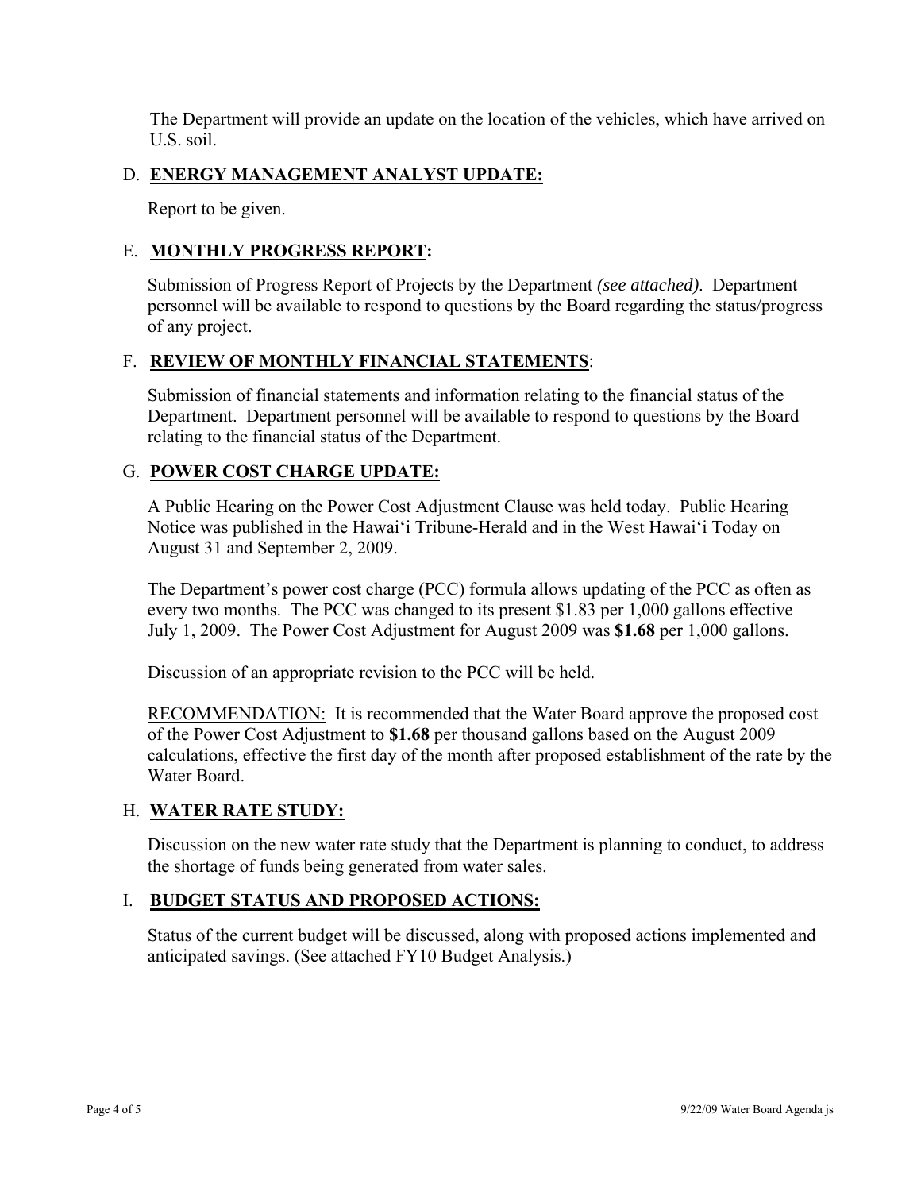The Department will provide an update on the location of the vehicles, which have arrived on U.S. soil.

### D. **ENERGY MANAGEMENT ANALYST UPDATE:**

Report to be given.

### E. **MONTHLY PROGRESS REPORT:**

Submission of Progress Report of Projects by the Department *(see attached)*. Department personnel will be available to respond to questions by the Board regarding the status/progress of any project.

### F. **REVIEW OF MONTHLY FINANCIAL STATEMENTS**:

Submission of financial statements and information relating to the financial status of the Department. Department personnel will be available to respond to questions by the Board relating to the financial status of the Department.

### G. **POWER COST CHARGE UPDATE:**

A Public Hearing on the Power Cost Adjustment Clause was held today. Public Hearing Notice was published in the Hawai'i Tribune-Herald and in the West Hawai'i Today on August 31 and September 2, 2009.

The Department's power cost charge (PCC) formula allows updating of the PCC as often as every two months. The PCC was changed to its present $1.83 per 1,000 gallons effective July 1, 2009. The Power Cost Adjustment for August 2009 was **$1.68** per 1,000 gallons.

Discussion of an appropriate revision to the PCC will be held.

RECOMMENDATION: It is recommended that the Water Board approve the proposed cost of the Power Cost Adjustment to **$1.68** per thousand gallons based on the August 2009 calculations, effective the first day of the month after proposed establishment of the rate by the Water Board.

### H. **WATER RATE STUDY:**

Discussion on the new water rate study that the Department is planning to conduct, to address the shortage of funds being generated from water sales.

### I. **BUDGET STATUS AND PROPOSED ACTIONS:**

Status of the current budget will be discussed, along with proposed actions implemented and anticipated savings. (See attached FY10 Budget Analysis.)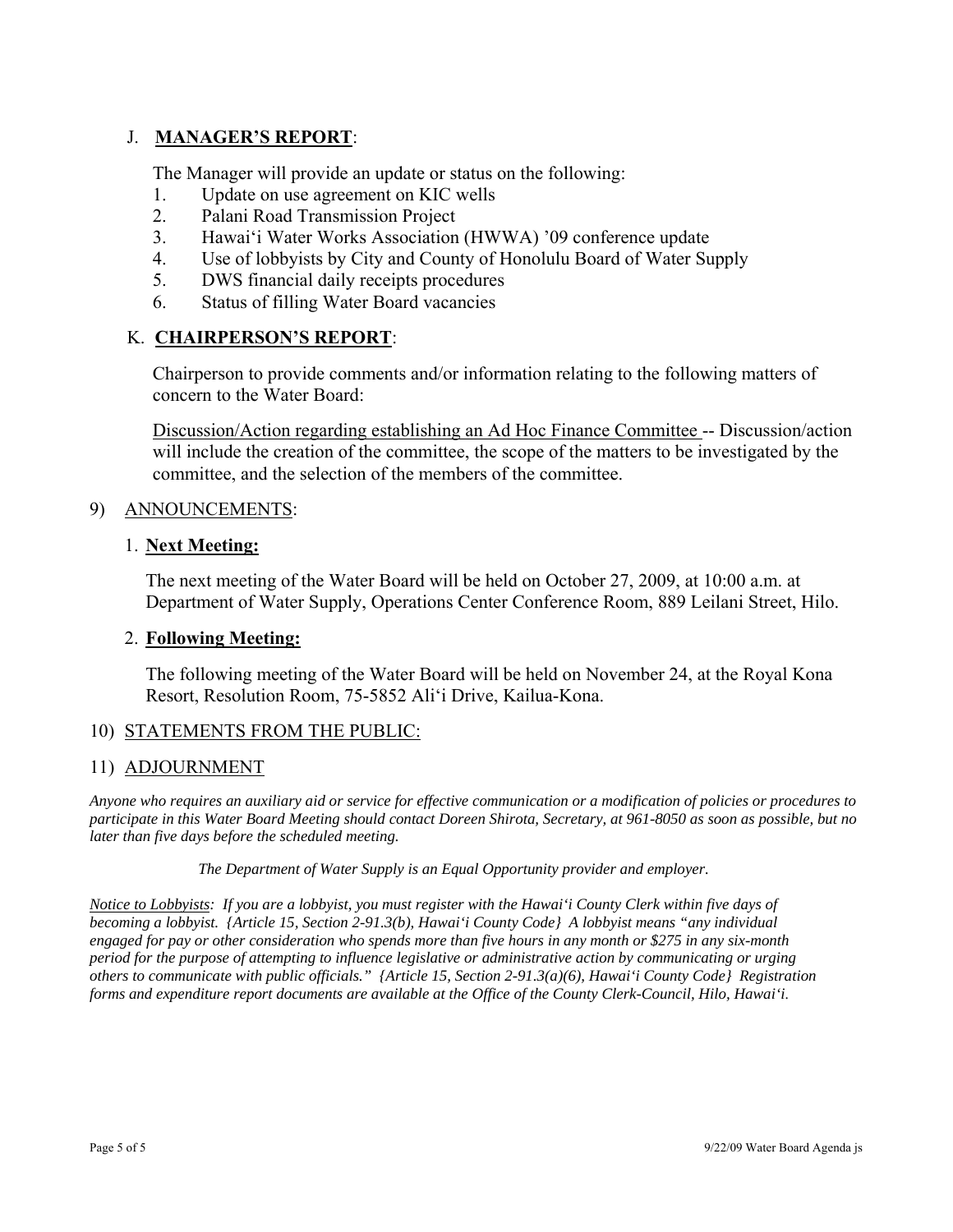J. **MANAGER'S REPORT**:

The Manager will provide an update or status on the following:

1. Update on use agreement on KIC wells
2. Palani Road Transmission Project
3. Hawai'i Water Works Association (HWWA) '09 conference update
4. Use of lobbyists by City and County of Honolulu Board of Water Supply
5. DWS financial daily receipts procedures
6. Status of filling Water Board vacancies

K. **CHAIRPERSON'S REPORT**:

Chairperson to provide comments and/or information relating to the following matters of concern to the Water Board:

Discussion/Action regarding establishing an Ad Hoc Finance Committee -- Discussion/action will include the creation of the committee, the scope of the matters to be investigated by the committee, and the selection of the members of the committee.

9) ANNOUNCEMENTS:

1. **Next Meeting:**

The next meeting of the Water Board will be held on October 27, 2009, at 10:00 a.m. at Department of Water Supply, Operations Center Conference Room, 889 Leilani Street, Hilo.

2. **Following Meeting:**

The following meeting of the Water Board will be held on November 24, at the Royal Kona Resort, Resolution Room, 75-5852 Ali'i Drive, Kailua-Kona.

10) STATEMENTS FROM THE PUBLIC:

11) ADJOURNMENT

*Anyone who requires an auxiliary aid or service for effective communication or a modification of policies or procedures to participate in this Water Board Meeting should contact Doreen Shirota, Secretary, at 961-8050 as soon as possible, but no later than five days before the scheduled meeting.*

*The Department of Water Supply is an Equal Opportunity provider and employer.*

*Notice to Lobbyists: If you are a lobbyist, you must register with the Hawai'i County Clerk within five days of becoming a lobbyist. {Article 15, Section 2-91.3(b), Hawai'i County Code} A lobbyist means "any individual engaged for pay or other consideration who spends more than five hours in any month or $275 in any six-month period for the purpose of attempting to influence legislative or administrative action by communicating or urging others to communicate with public officials." {Article 15, Section 2-91.3(a)(6), Hawai'i County Code} Registration forms and expenditure report documents are available at the Office of the County Clerk-Council, Hilo, Hawai'i.*